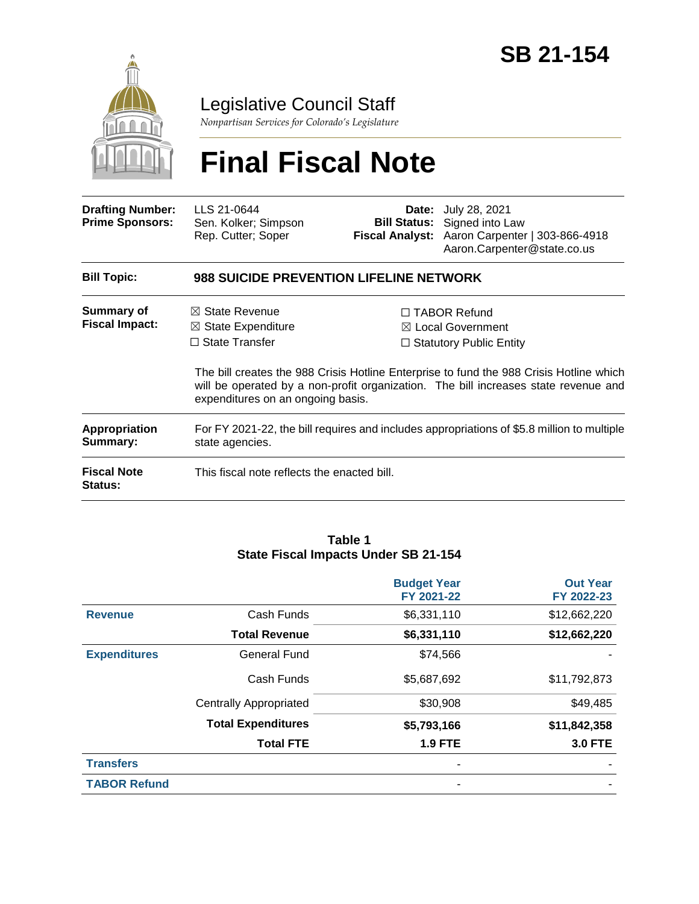# SB 21-154

## Legislative Council Staff

*Nonpartisan Services for Colorado's Legislature*

# Final Fiscal Note

| | | | |
|---|---|---|---|
| **Drafting Number:** | LLS 21-0644 | **Date:** | July 28, 2021 |
| **Prime Sponsors:** | Sen. Kolker; Simpson<br>Rep. Cutter; Soper | **Bill Status:** | Signed into Law |
| | | **Fiscal Analyst:** | Aaron Carpenter \| 303-866-4918<br>Aaron.Carpenter@state.co.us |

| | |
|---|---|
| **Bill Topic:** | **988 SUICIDE PREVENTION LIFELINE NETWORK** |
| **Summary of Fiscal Impact:** | ☒ State Revenue ☒ State Expenditure ☐ State Transfer ☐ TABOR Refund ☒ Local Government ☐ Statutory Public Entity<br><br>The bill creates the 988 Crisis Hotline Enterprise to fund the 988 Crisis Hotline which will be operated by a non-profit organization. The bill increases state revenue and expenditures on an ongoing basis. |
| **Appropriation Summary:** | For FY 2021-22, the bill requires and includes appropriations of $5.8 million to multiple state agencies. |
| **Fiscal Note Status:** | This fiscal note reflects the enacted bill. |

**Table 1**
**State Fiscal Impacts Under SB 21-154**

| | | Budget Year FY 2021-22 | Out Year FY 2022-23 |
|---|---|---|---|
| **Revenue** | Cash Funds | $6,331,110 | $12,662,220 |
| | **Total Revenue** | **$6,331,110** | **$12,662,220** |
| **Expenditures** | General Fund | $74,566 | - |
| | Cash Funds | $5,687,692 | $11,792,873 |
| | Centrally Appropriated | $30,908 | $49,485 |
| | **Total Expenditures** | **$5,793,166** | **$11,842,358** |
| | **Total FTE** | **1.9 FTE** | **3.0 FTE** |
| **Transfers** | | - | - |
| **TABOR Refund** | | - | - |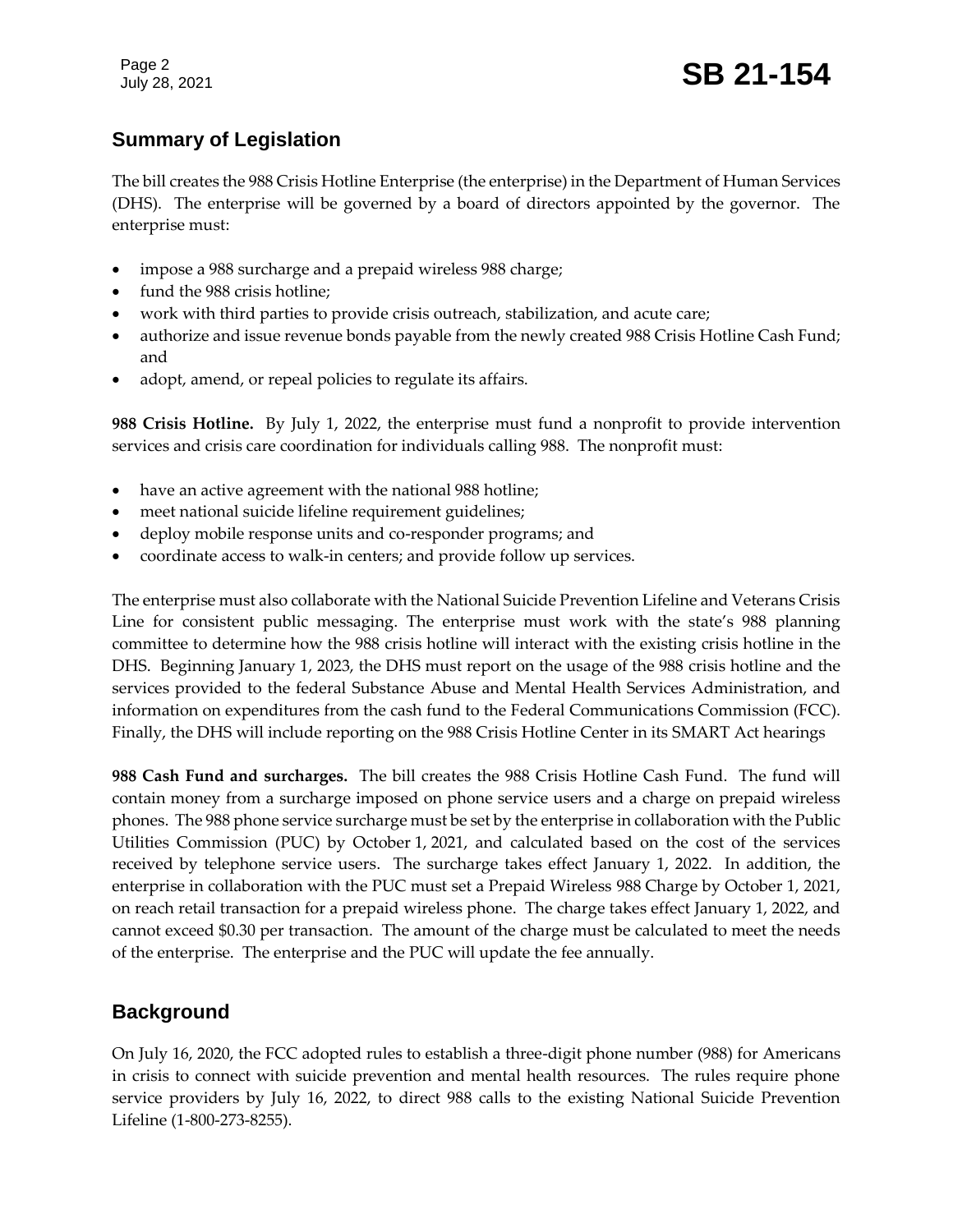## Summary of Legislation

The bill creates the 988 Crisis Hotline Enterprise (the enterprise) in the Department of Human Services (DHS). The enterprise will be governed by a board of directors appointed by the governor. The enterprise must:

- impose a 988 surcharge and a prepaid wireless 988 charge;
- fund the 988 crisis hotline;
- work with third parties to provide crisis outreach, stabilization, and acute care;
- authorize and issue revenue bonds payable from the newly created 988 Crisis Hotline Cash Fund; and
- adopt, amend, or repeal policies to regulate its affairs.

**988 Crisis Hotline.** By July 1, 2022, the enterprise must fund a nonprofit to provide intervention services and crisis care coordination for individuals calling 988. The nonprofit must:

- have an active agreement with the national 988 hotline;
- meet national suicide lifeline requirement guidelines;
- deploy mobile response units and co-responder programs; and
- coordinate access to walk-in centers; and provide follow up services.

The enterprise must also collaborate with the National Suicide Prevention Lifeline and Veterans Crisis Line for consistent public messaging. The enterprise must work with the state's 988 planning committee to determine how the 988 crisis hotline will interact with the existing crisis hotline in the DHS. Beginning January 1, 2023, the DHS must report on the usage of the 988 crisis hotline and the services provided to the federal Substance Abuse and Mental Health Services Administration, and information on expenditures from the cash fund to the Federal Communications Commission (FCC). Finally, the DHS will include reporting on the 988 Crisis Hotline Center in its SMART Act hearings

**988 Cash Fund and surcharges.** The bill creates the 988 Crisis Hotline Cash Fund. The fund will contain money from a surcharge imposed on phone service users and a charge on prepaid wireless phones. The 988 phone service surcharge must be set by the enterprise in collaboration with the Public Utilities Commission (PUC) by October 1, 2021, and calculated based on the cost of the services received by telephone service users. The surcharge takes effect January 1, 2022. In addition, the enterprise in collaboration with the PUC must set a Prepaid Wireless 988 Charge by October 1, 2021, on reach retail transaction for a prepaid wireless phone. The charge takes effect January 1, 2022, and cannot exceed $0.30 per transaction. The amount of the charge must be calculated to meet the needs of the enterprise. The enterprise and the PUC will update the fee annually.

## Background

On July 16, 2020, the FCC adopted rules to establish a three-digit phone number (988) for Americans in crisis to connect with suicide prevention and mental health resources. The rules require phone service providers by July 16, 2022, to direct 988 calls to the existing National Suicide Prevention Lifeline (1-800-273-8255).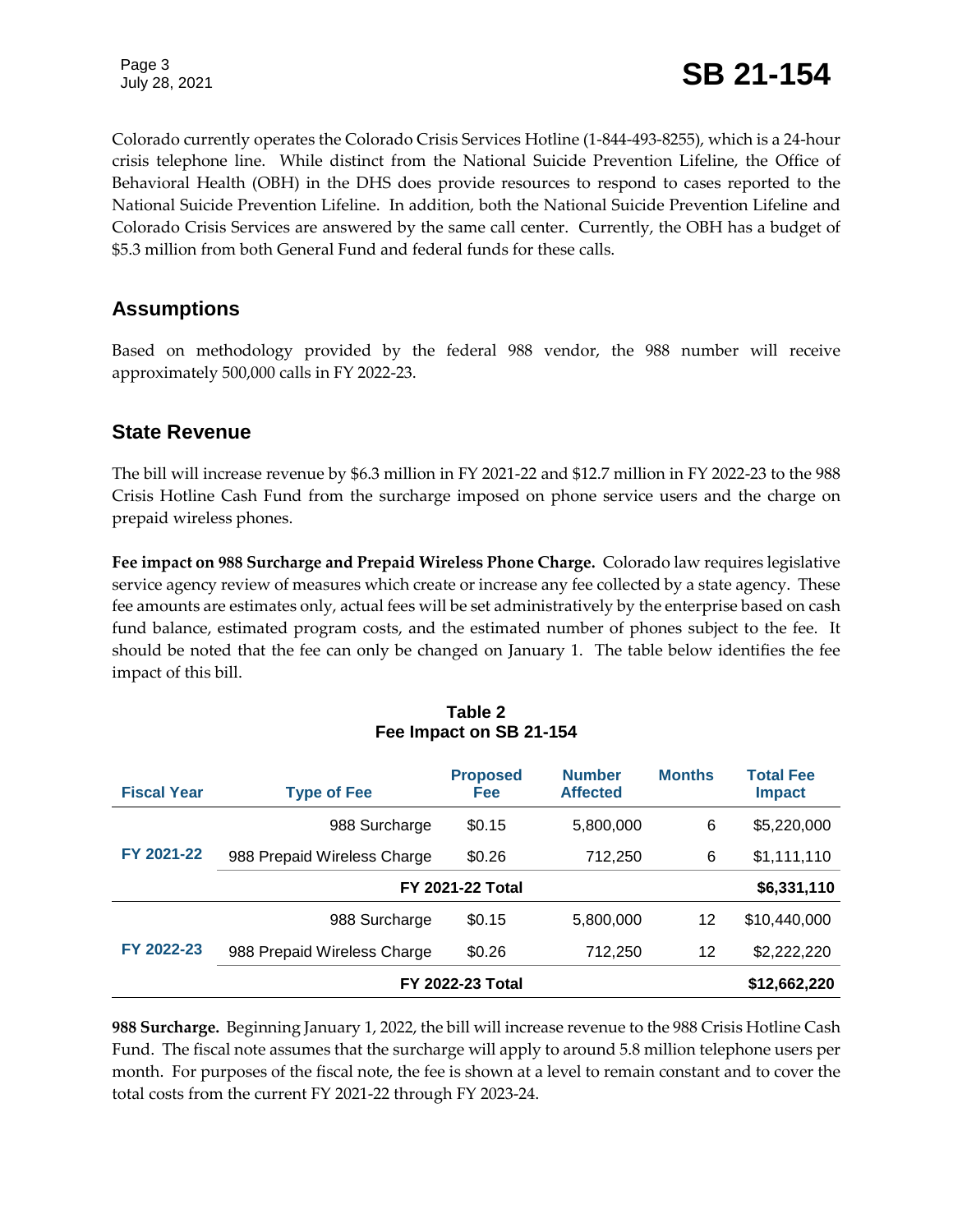Colorado currently operates the Colorado Crisis Services Hotline (1-844-493-8255), which is a 24-hour crisis telephone line. While distinct from the National Suicide Prevention Lifeline, the Office of Behavioral Health (OBH) in the DHS does provide resources to respond to cases reported to the National Suicide Prevention Lifeline. In addition, both the National Suicide Prevention Lifeline and Colorado Crisis Services are answered by the same call center. Currently, the OBH has a budget of $5.3 million from both General Fund and federal funds for these calls.

## Assumptions

Based on methodology provided by the federal 988 vendor, the 988 number will receive approximately 500,000 calls in FY 2022-23.

## State Revenue

The bill will increase revenue by $6.3 million in FY 2021-22 and $12.7 million in FY 2022-23 to the 988 Crisis Hotline Cash Fund from the surcharge imposed on phone service users and the charge on prepaid wireless phones.

**Fee impact on 988 Surcharge and Prepaid Wireless Phone Charge.** Colorado law requires legislative service agency review of measures which create or increase any fee collected by a state agency. These fee amounts are estimates only, actual fees will be set administratively by the enterprise based on cash fund balance, estimated program costs, and the estimated number of phones subject to the fee. It should be noted that the fee can only be changed on January 1. The table below identifies the fee impact of this bill.

**Table 2**
**Fee Impact on SB 21-154**

| Fiscal Year | Type of Fee | Proposed Fee | Number Affected | Months | Total Fee Impact |
|---|---|---|---|---|---|
| FY 2021-22 | 988 Surcharge | $0.15 | 5,800,000 | 6 | $5,220,000 |
| | 988 Prepaid Wireless Charge | $0.26 | 712,250 | 6 | $1,111,110 |
| | **FY 2021-22 Total** | | | | **$6,331,110** |
| FY 2022-23 | 988 Surcharge | $0.15 | 5,800,000 | 12 | $10,440,000 |
| | 988 Prepaid Wireless Charge | $0.26 | 712,250 | 12 | $2,222,220 |
| | **FY 2022-23 Total** | | | | **$12,662,220** |

**988 Surcharge.** Beginning January 1, 2022, the bill will increase revenue to the 988 Crisis Hotline Cash Fund. The fiscal note assumes that the surcharge will apply to around 5.8 million telephone users per month. For purposes of the fiscal note, the fee is shown at a level to remain constant and to cover the total costs from the current FY 2021-22 through FY 2023-24.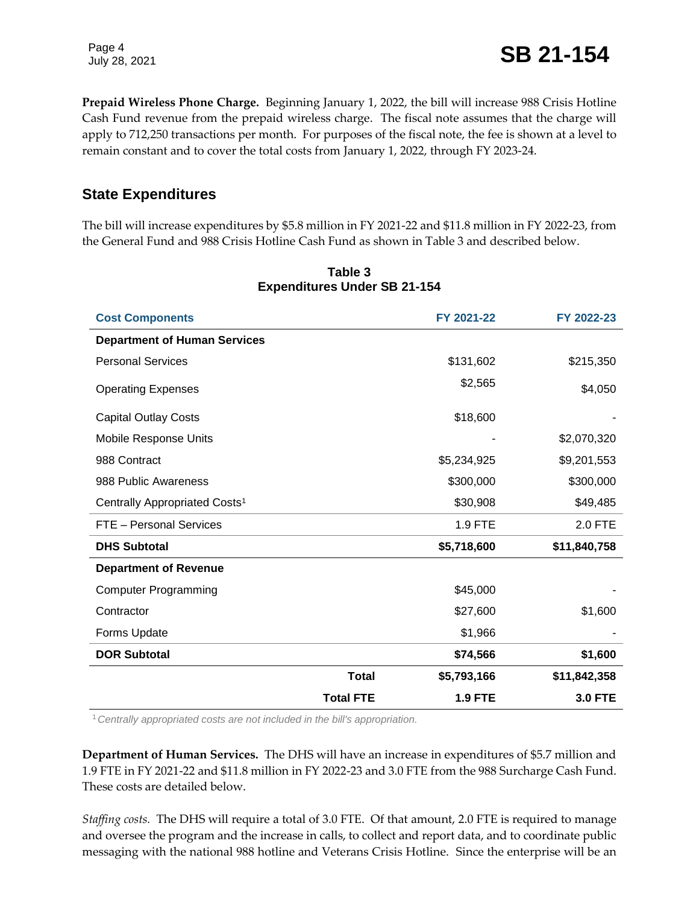**Prepaid Wireless Phone Charge.** Beginning January 1, 2022, the bill will increase 988 Crisis Hotline Cash Fund revenue from the prepaid wireless charge. The fiscal note assumes that the charge will apply to 712,250 transactions per month. For purposes of the fiscal note, the fee is shown at a level to remain constant and to cover the total costs from January 1, 2022, through FY 2023-24.

## State Expenditures

The bill will increase expenditures by $5.8 million in FY 2021-22 and $11.8 million in FY 2022-23, from the General Fund and 988 Crisis Hotline Cash Fund as shown in Table 3 and described below.

**Table 3**
**Expenditures Under SB 21-154**

| Cost Components | FY 2021-22 | FY 2022-23 |
|---|---|---|
| **Department of Human Services** | | |
| Personal Services | $131,602 | $215,350 |
| Operating Expenses | $2,565 | $4,050 |
| Capital Outlay Costs | $18,600 | - |
| Mobile Response Units | - | $2,070,320 |
| 988 Contract | $5,234,925 | $9,201,553 |
| 988 Public Awareness | $300,000 | $300,000 |
| Centrally Appropriated Costs[1] | $30,908 | $49,485 |
| FTE – Personal Services | 1.9 FTE | 2.0 FTE |
| **DHS Subtotal** | **$5,718,600** | **$11,840,758** |
| **Department of Revenue** | | |
| Computer Programming | $45,000 | - |
| Contractor | $27,600 | $1,600 |
| Forms Update | $1,966 | - |
| **DOR Subtotal** | **$74,566** | **$1,600** |
| **Total** | **$5,793,166** | **$11,842,358** |
| **Total FTE** | **1.9 FTE** | **3.0 FTE** |

[1] *Centrally appropriated costs are not included in the bill's appropriation.*

**Department of Human Services.** The DHS will have an increase in expenditures of $5.7 million and 1.9 FTE in FY 2021-22 and $11.8 million in FY 2022-23 and 3.0 FTE from the 988 Surcharge Cash Fund. These costs are detailed below.

*Staffing costs.* The DHS will require a total of 3.0 FTE. Of that amount, 2.0 FTE is required to manage and oversee the program and the increase in calls, to collect and report data, and to coordinate public messaging with the national 988 hotline and Veterans Crisis Hotline. Since the enterprise will be an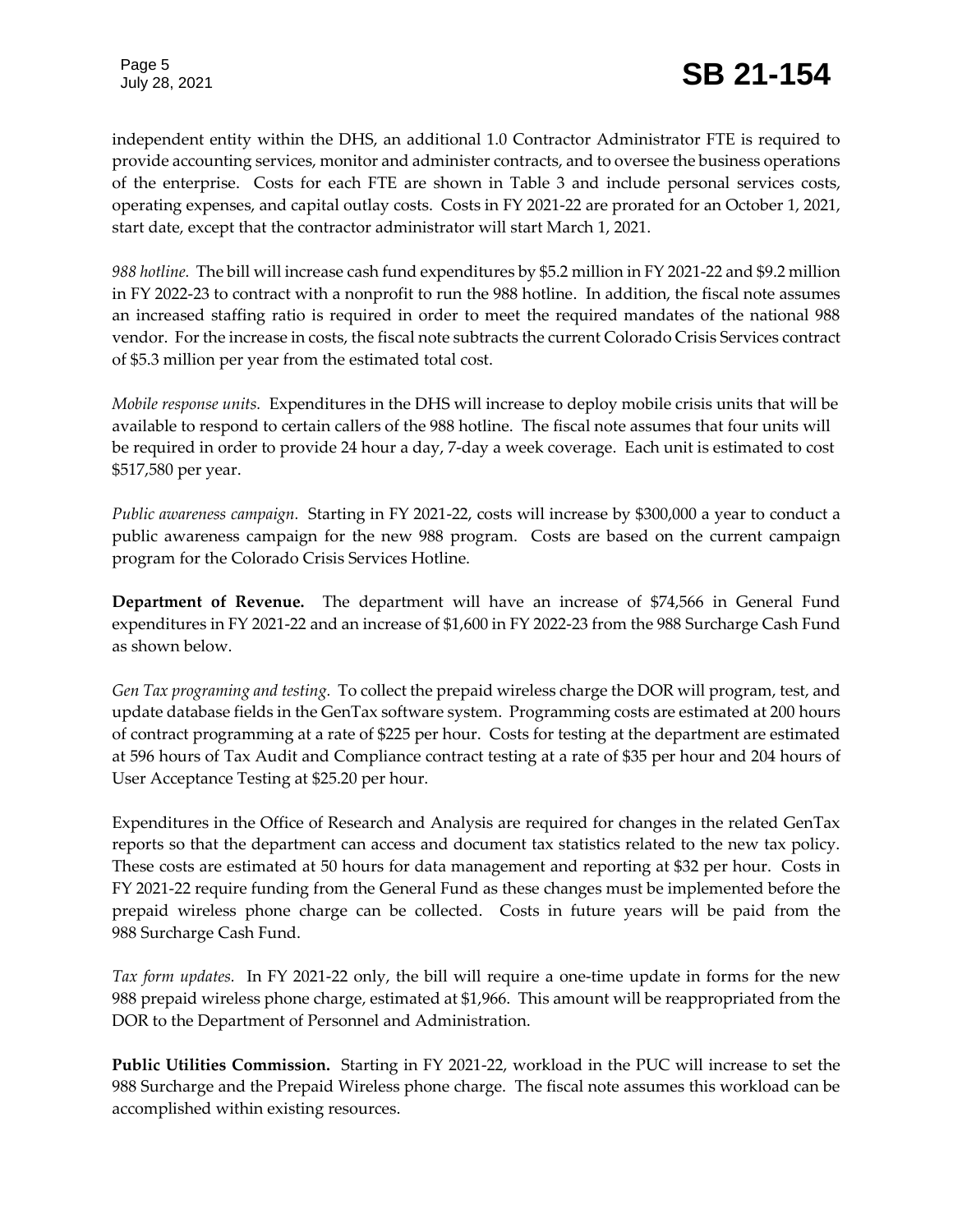independent entity within the DHS, an additional 1.0 Contractor Administrator FTE is required to provide accounting services, monitor and administer contracts, and to oversee the business operations of the enterprise. Costs for each FTE are shown in Table 3 and include personal services costs, operating expenses, and capital outlay costs. Costs in FY 2021-22 are prorated for an October 1, 2021, start date, except that the contractor administrator will start March 1, 2021.

*988 hotline.* The bill will increase cash fund expenditures by $5.2 million in FY 2021-22 and $9.2 million in FY 2022-23 to contract with a nonprofit to run the 988 hotline. In addition, the fiscal note assumes an increased staffing ratio is required in order to meet the required mandates of the national 988 vendor. For the increase in costs, the fiscal note subtracts the current Colorado Crisis Services contract of $5.3 million per year from the estimated total cost.

*Mobile response units.* Expenditures in the DHS will increase to deploy mobile crisis units that will be available to respond to certain callers of the 988 hotline. The fiscal note assumes that four units will be required in order to provide 24 hour a day, 7-day a week coverage. Each unit is estimated to cost $517,580 per year.

*Public awareness campaign.* Starting in FY 2021-22, costs will increase by $300,000 a year to conduct a public awareness campaign for the new 988 program. Costs are based on the current campaign program for the Colorado Crisis Services Hotline.

**Department of Revenue.** The department will have an increase of $74,566 in General Fund expenditures in FY 2021-22 and an increase of $1,600 in FY 2022-23 from the 988 Surcharge Cash Fund as shown below.

*Gen Tax programing and testing.* To collect the prepaid wireless charge the DOR will program, test, and update database fields in the GenTax software system. Programming costs are estimated at 200 hours of contract programming at a rate of $225 per hour. Costs for testing at the department are estimated at 596 hours of Tax Audit and Compliance contract testing at a rate of $35 per hour and 204 hours of User Acceptance Testing at $25.20 per hour.

Expenditures in the Office of Research and Analysis are required for changes in the related GenTax reports so that the department can access and document tax statistics related to the new tax policy. These costs are estimated at 50 hours for data management and reporting at $32 per hour. Costs in FY 2021-22 require funding from the General Fund as these changes must be implemented before the prepaid wireless phone charge can be collected. Costs in future years will be paid from the 988 Surcharge Cash Fund.

*Tax form updates.* In FY 2021-22 only, the bill will require a one-time update in forms for the new 988 prepaid wireless phone charge, estimated at $1,966. This amount will be reappropriated from the DOR to the Department of Personnel and Administration.

**Public Utilities Commission.** Starting in FY 2021-22, workload in the PUC will increase to set the 988 Surcharge and the Prepaid Wireless phone charge. The fiscal note assumes this workload can be accomplished within existing resources.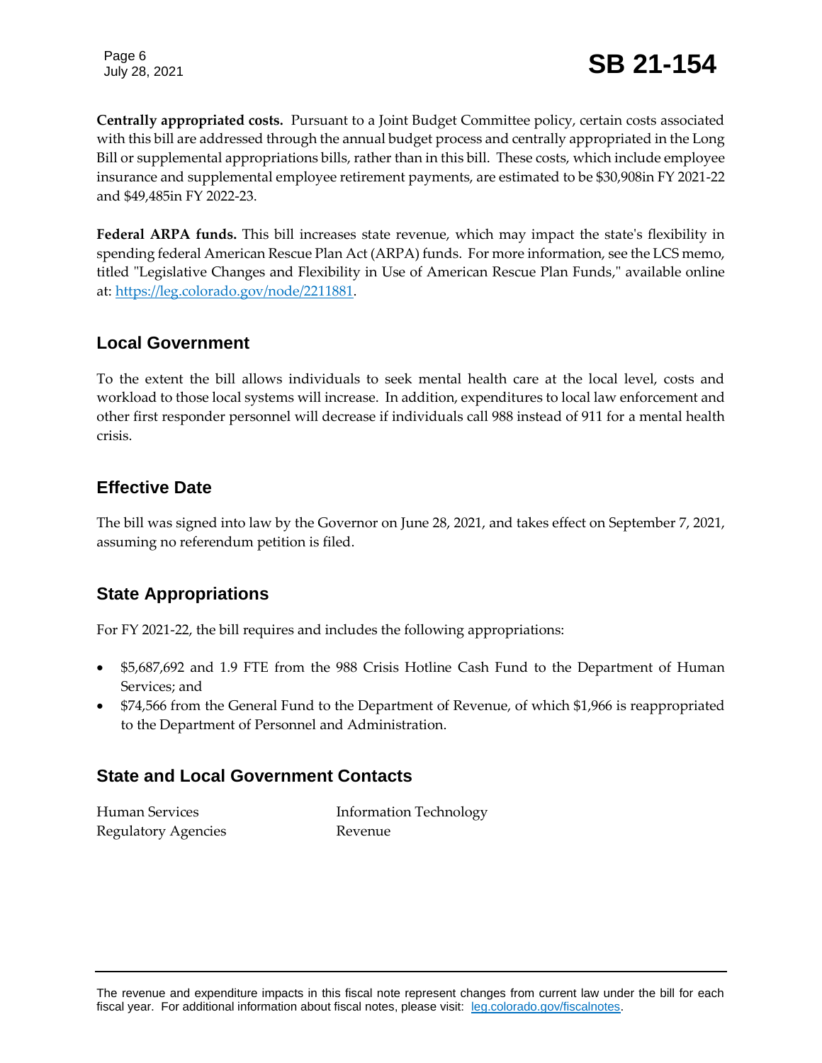**Centrally appropriated costs.** Pursuant to a Joint Budget Committee policy, certain costs associated with this bill are addressed through the annual budget process and centrally appropriated in the Long Bill or supplemental appropriations bills, rather than in this bill. These costs, which include employee insurance and supplemental employee retirement payments, are estimated to be $30,908in FY 2021-22 and $49,485in FY 2022-23.

**Federal ARPA funds.** This bill increases state revenue, which may impact the state's flexibility in spending federal American Rescue Plan Act (ARPA) funds. For more information, see the LCS memo, titled "Legislative Changes and Flexibility in Use of American Rescue Plan Funds," available online at: https://leg.colorado.gov/node/2211881.

## Local Government

To the extent the bill allows individuals to seek mental health care at the local level, costs and workload to those local systems will increase. In addition, expenditures to local law enforcement and other first responder personnel will decrease if individuals call 988 instead of 911 for a mental health crisis.

## Effective Date

The bill was signed into law by the Governor on June 28, 2021, and takes effect on September 7, 2021, assuming no referendum petition is filed.

## State Appropriations

For FY 2021-22, the bill requires and includes the following appropriations:

- $5,687,692 and 1.9 FTE from the 988 Crisis Hotline Cash Fund to the Department of Human Services; and
- $74,566 from the General Fund to the Department of Revenue, of which $1,966 is reappropriated to the Department of Personnel and Administration.

## State and Local Government Contacts

| | |
|---|---|
| Human Services | Information Technology |
| Regulatory Agencies | Revenue |

The revenue and expenditure impacts in this fiscal note represent changes from current law under the bill for each fiscal year. For additional information about fiscal notes, please visit: leg.colorado.gov/fiscalnotes.